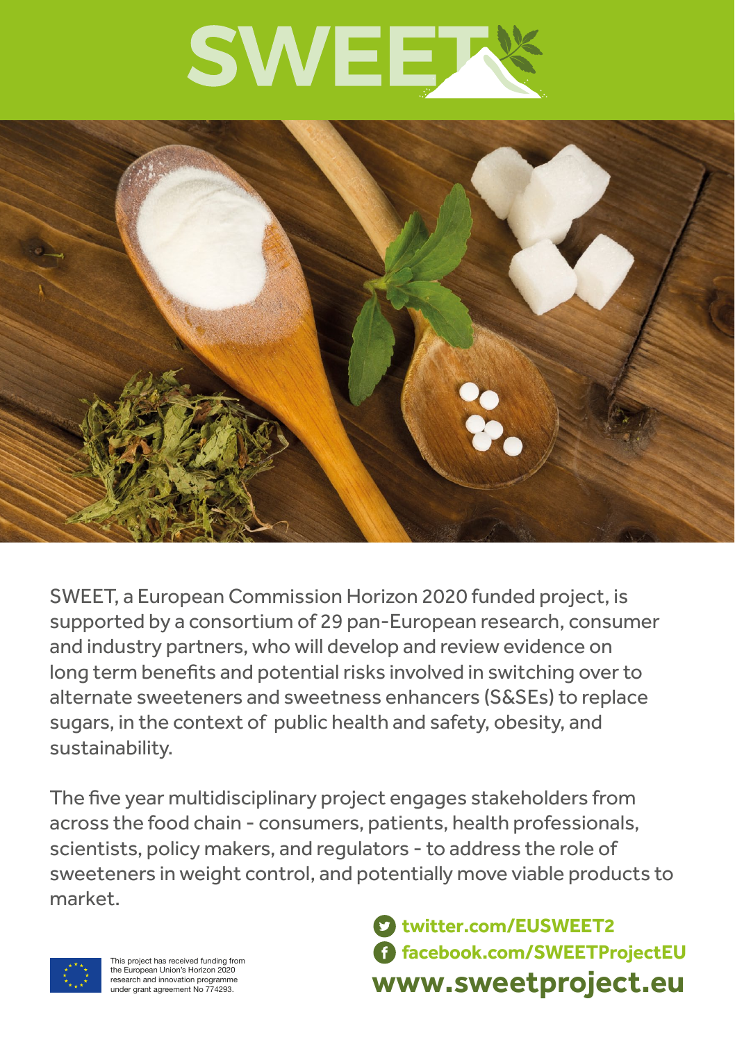# SWEET

SWEET, a European Commission Horizon 2020 funded project, is supported by a consortium of 29 pan-European research, consumer and industry partners, who will develop and review evidence on long term benefits and potential risks involved in switching over to alternate sweeteners and sweetness enhancers (S&SEs) to replace sugars, in the context of public health and safety, obesity, and sustainability.

The five year multidisciplinary project engages stakeholders from across the food chain - consumers, patients, health professionals, scientists, policy makers, and regulators - to address the role of sweeteners in weight control, and potentially move viable products to market.

This project has received funding from the European Union's Horizon 2020 research and innovation programme under grant agreement No 774293.

**twitter.com/EUSWEET2**

**facebook.com/SWEETProjectEU**

**www.sweetproject.eu**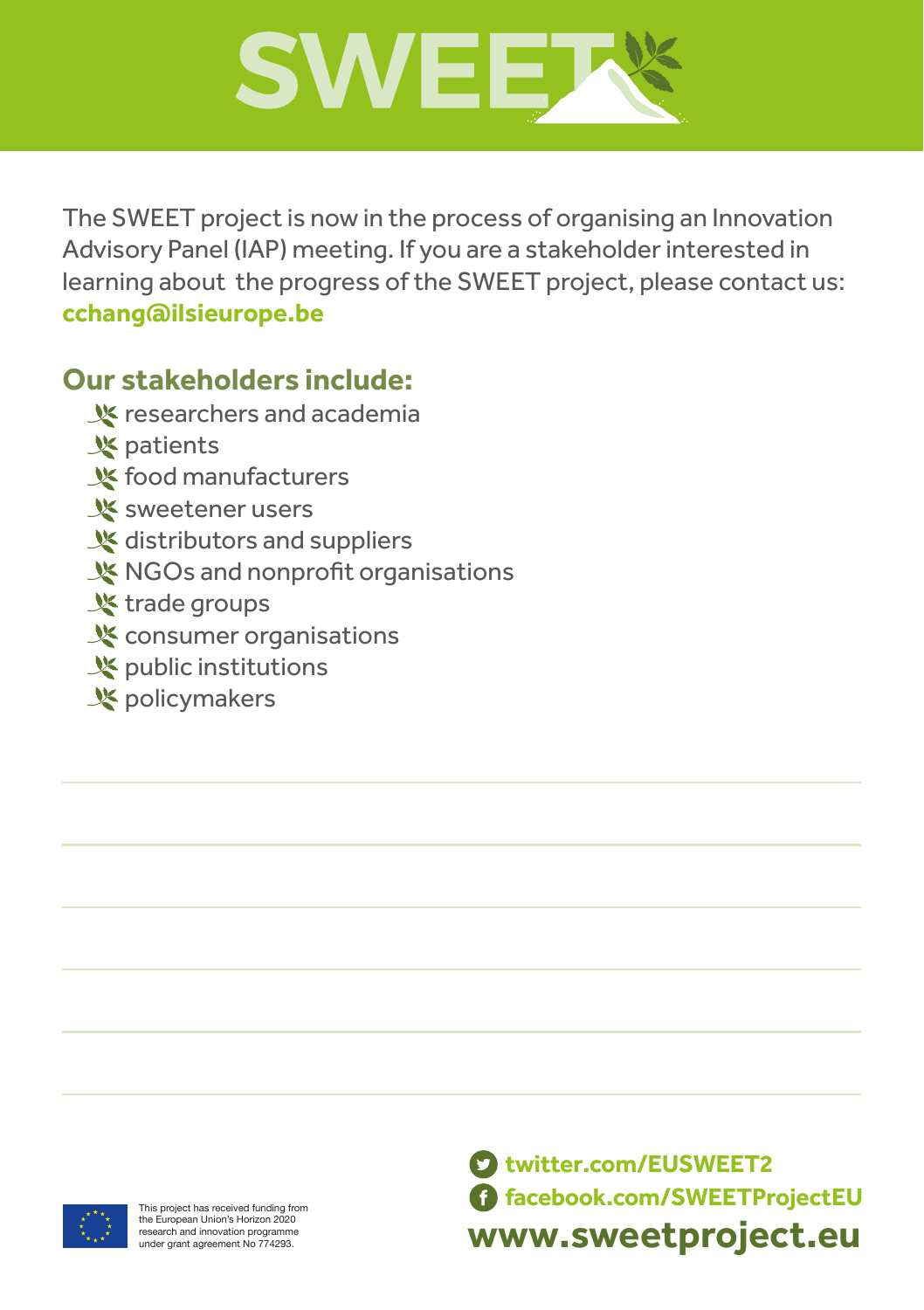# SWEET

The SWEET project is now in the process of organising an Innovation Advisory Panel (IAP) meeting. If you are a stakeholder interested in learning about the progress of the SWEET project, please contact us: **cchang@ilsieurope.be**

## Our stakeholders include:

- researchers and academia
- patients
- food manufacturers
- sweetener users
- distributors and suppliers
- NGOs and nonprofit organisations
- trade groups
- consumer organisations
- public institutions
- policymakers

This project has received funding from the European Union's Horizon 2020 research and innovation programme under grant agreement No 774293.

**twitter.com/EUSWEET2**

**facebook.com/SWEETProjectEU**

**www.sweetproject.eu**